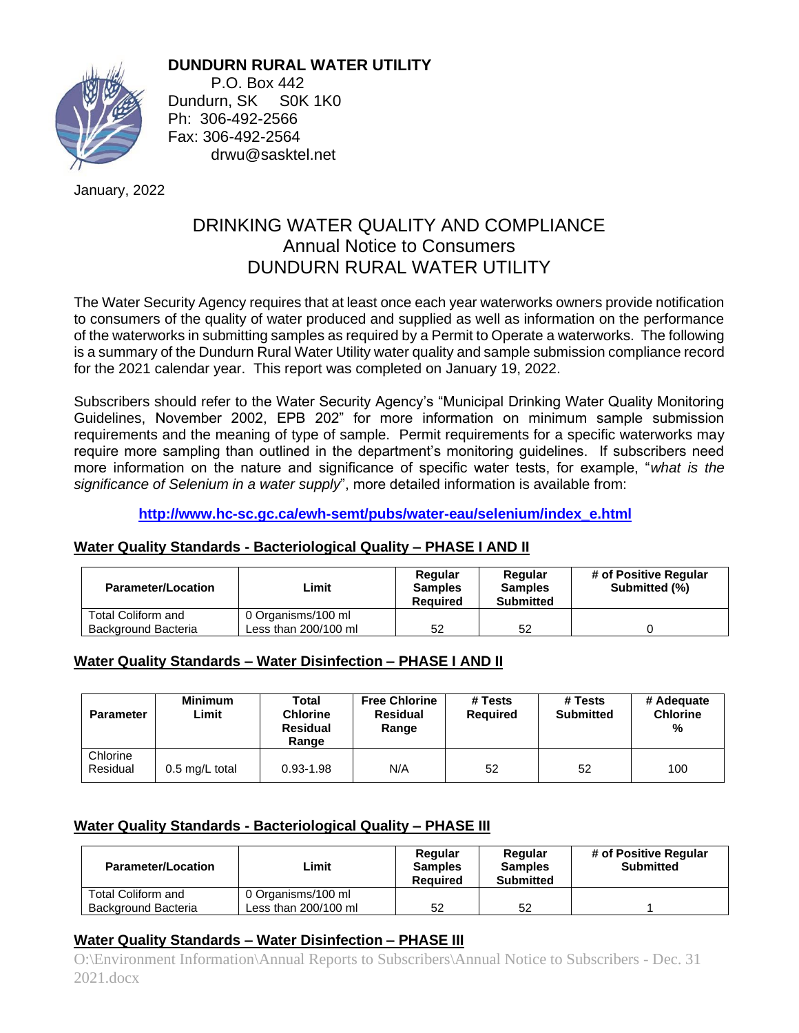**DUNDURN RURAL WATER UTILITY**
P.O. Box 442
Dundurn, SK S0K 1K0
Ph: 306-492-2566
Fax: 306-492-2564
drwu@sasktel.net

January, 2022

# DRINKING WATER QUALITY AND COMPLIANCE
## Annual Notice to Consumers
## DUNDURN RURAL WATER UTILITY

The Water Security Agency requires that at least once each year waterworks owners provide notification to consumers of the quality of water produced and supplied as well as information on the performance of the waterworks in submitting samples as required by a Permit to Operate a waterworks. The following is a summary of the Dundurn Rural Water Utility water quality and sample submission compliance record for the 2021 calendar year. This report was completed on January 19, 2022.

Subscribers should refer to the Water Security Agency's "Municipal Drinking Water Quality Monitoring Guidelines, November 2002, EPB 202" for more information on minimum sample submission requirements and the meaning of type of sample. Permit requirements for a specific waterworks may require more sampling than outlined in the department's monitoring guidelines. If subscribers need more information on the nature and significance of specific water tests, for example, "*what is the significance of Selenium in a water supply*", more detailed information is available from:

**http://www.hc-sc.gc.ca/ewh-semt/pubs/water-eau/selenium/index_e.html**

### Water Quality Standards - Bacteriological Quality – PHASE I AND II

| Parameter/Location | Limit | Regular Samples Required | Regular Samples Submitted | # of Positive Regular Submitted (%) |
|---|---|---|---|---|
| Total Coliform and Background Bacteria | 0 Organisms/100 ml Less than 200/100 ml | 52 | 52 | 0 |

### Water Quality Standards – Water Disinfection – PHASE I AND II

| Parameter | Minimum Limit | Total Chlorine Residual Range | Free Chlorine Residual Range | # Tests Required | # Tests Submitted | # Adequate Chlorine % |
|---|---|---|---|---|---|---|
| Chlorine Residual | 0.5 mg/L total | 0.93-1.98 | N/A | 52 | 52 | 100 |

### Water Quality Standards - Bacteriological Quality – PHASE III

| Parameter/Location | Limit | Regular Samples Required | Regular Samples Submitted | # of Positive Regular Submitted |
|---|---|---|---|---|
| Total Coliform and Background Bacteria | 0 Organisms/100 ml Less than 200/100 ml | 52 | 52 | 1 |

### Water Quality Standards – Water Disinfection – PHASE III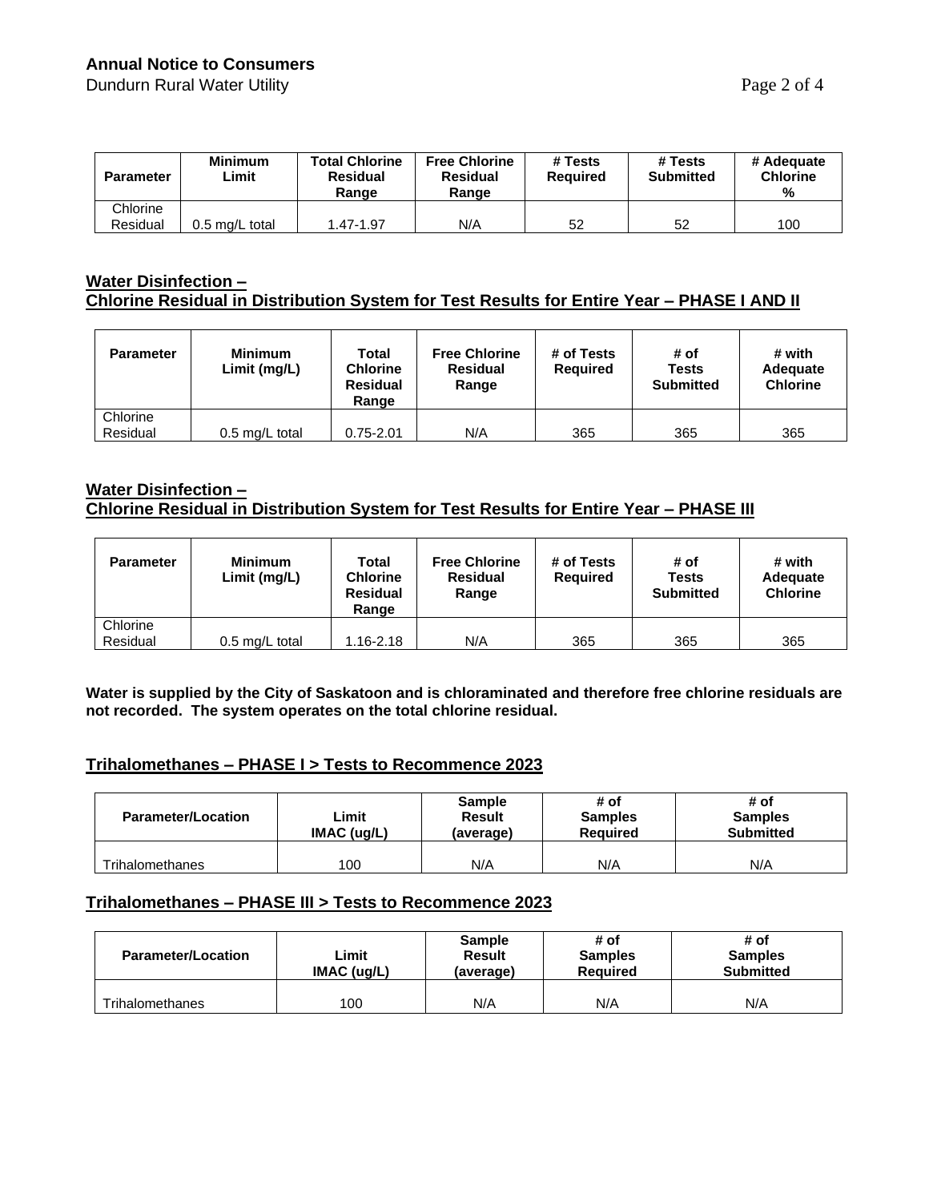| Parameter | Minimum Limit | Total Chlorine Residual Range | Free Chlorine Residual Range | # Tests Required | # Tests Submitted | # Adequate Chlorine % |
|---|---|---|---|---|---|---|
| Chlorine Residual | 0.5 mg/L total | 1.47-1.97 | N/A | 52 | 52 | 100 |

## Water Disinfection – Chlorine Residual in Distribution System for Test Results for Entire Year – PHASE I AND II

| Parameter | Minimum Limit (mg/L) | Total Chlorine Residual Range | Free Chlorine Residual Range | # of Tests Required | # of Tests Submitted | # with Adequate Chlorine |
|---|---|---|---|---|---|---|
| Chlorine Residual | 0.5 mg/L total | 0.75-2.01 | N/A | 365 | 365 | 365 |

## Water Disinfection – Chlorine Residual in Distribution System for Test Results for Entire Year – PHASE III

| Parameter | Minimum Limit (mg/L) | Total Chlorine Residual Range | Free Chlorine Residual Range | # of Tests Required | # of Tests Submitted | # with Adequate Chlorine |
|---|---|---|---|---|---|---|
| Chlorine Residual | 0.5 mg/L total | 1.16-2.18 | N/A | 365 | 365 | 365 |

**Water is supplied by the City of Saskatoon and is chloraminated and therefore free chlorine residuals are not recorded. The system operates on the total chlorine residual.**

## Trihalomethanes – PHASE I > Tests to Recommence 2023

| Parameter/Location | Limit IMAC (ug/L) | Sample Result (average) | # of Samples Required | # of Samples Submitted |
|---|---|---|---|---|
| Trihalomethanes | 100 | N/A | N/A | N/A |

## Trihalomethanes – PHASE III > Tests to Recommence 2023

| Parameter/Location | Limit IMAC (ug/L) | Sample Result (average) | # of Samples Required | # of Samples Submitted |
|---|---|---|---|---|
| Trihalomethanes | 100 | N/A | N/A | N/A |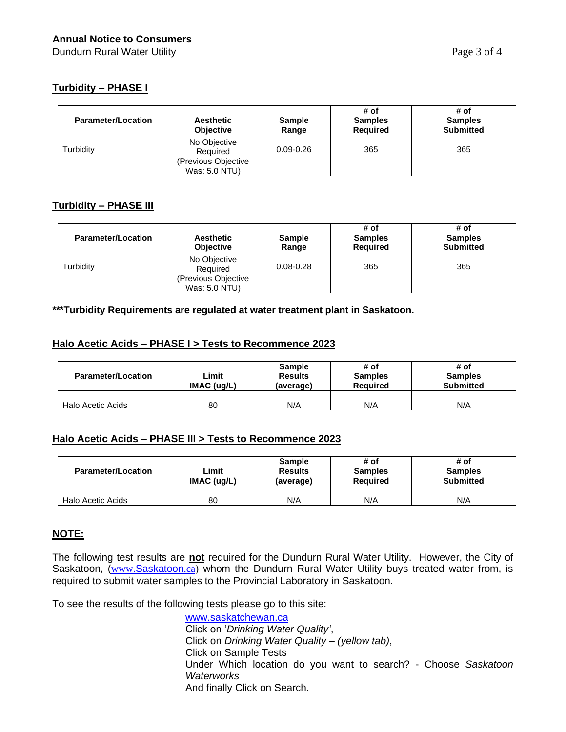## Turbidity – PHASE I

| Parameter/Location | Aesthetic Objective | Sample Range | # of Samples Required | # of Samples Submitted |
|---|---|---|---|---|
| Turbidity | No Objective Required (Previous Objective Was: 5.0 NTU) | 0.09-0.26 | 365 | 365 |

## Turbidity – PHASE III

| Parameter/Location | Aesthetic Objective | Sample Range | # of Samples Required | # of Samples Submitted |
|---|---|---|---|---|
| Turbidity | No Objective Required (Previous Objective Was: 5.0 NTU) | 0.08-0.28 | 365 | 365 |

**\*\*\*Turbidity Requirements are regulated at water treatment plant in Saskatoon.**

## Halo Acetic Acids – PHASE I > Tests to Recommence 2023

| Parameter/Location | Limit IMAC (ug/L) | Sample Results (average) | # of Samples Required | # of Samples Submitted |
|---|---|---|---|---|
| Halo Acetic Acids | 80 | N/A | N/A | N/A |

## Halo Acetic Acids – PHASE III > Tests to Recommence 2023

| Parameter/Location | Limit IMAC (ug/L) | Sample Results (average) | # of Samples Required | # of Samples Submitted |
|---|---|---|---|---|
| Halo Acetic Acids | 80 | N/A | N/A | N/A |

## NOTE:

The following test results are **not** required for the Dundurn Rural Water Utility. However, the City of Saskatoon, (www.Saskatoon.ca) whom the Dundurn Rural Water Utility buys treated water from, is required to submit water samples to the Provincial Laboratory in Saskatoon.

To see the results of the following tests please go to this site:

www.saskatchewan.ca
Click on '*Drinking Water Quality'*,
Click on *Drinking Water Quality – (yellow tab)*,
Click on Sample Tests
Under Which location do you want to search? - Choose *Saskatoon Waterworks*
And finally Click on Search.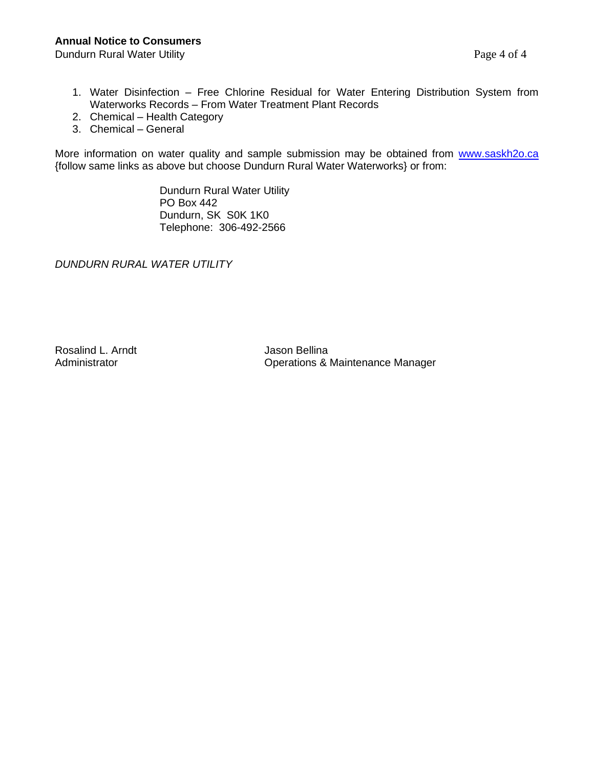1. Water Disinfection – Free Chlorine Residual for Water Entering Distribution System from Waterworks Records – From Water Treatment Plant Records
2. Chemical – Health Category
3. Chemical – General

More information on water quality and sample submission may be obtained from www.saskh2o.ca {follow same links as above but choose Dundurn Rural Water Waterworks} or from:

Dundurn Rural Water Utility
PO Box 442
Dundurn, SK  S0K 1K0
Telephone:  306-492-2566

*DUNDURN RURAL WATER UTILITY*

Rosalind L. Arndt
Administrator

Jason Bellina
Operations & Maintenance Manager